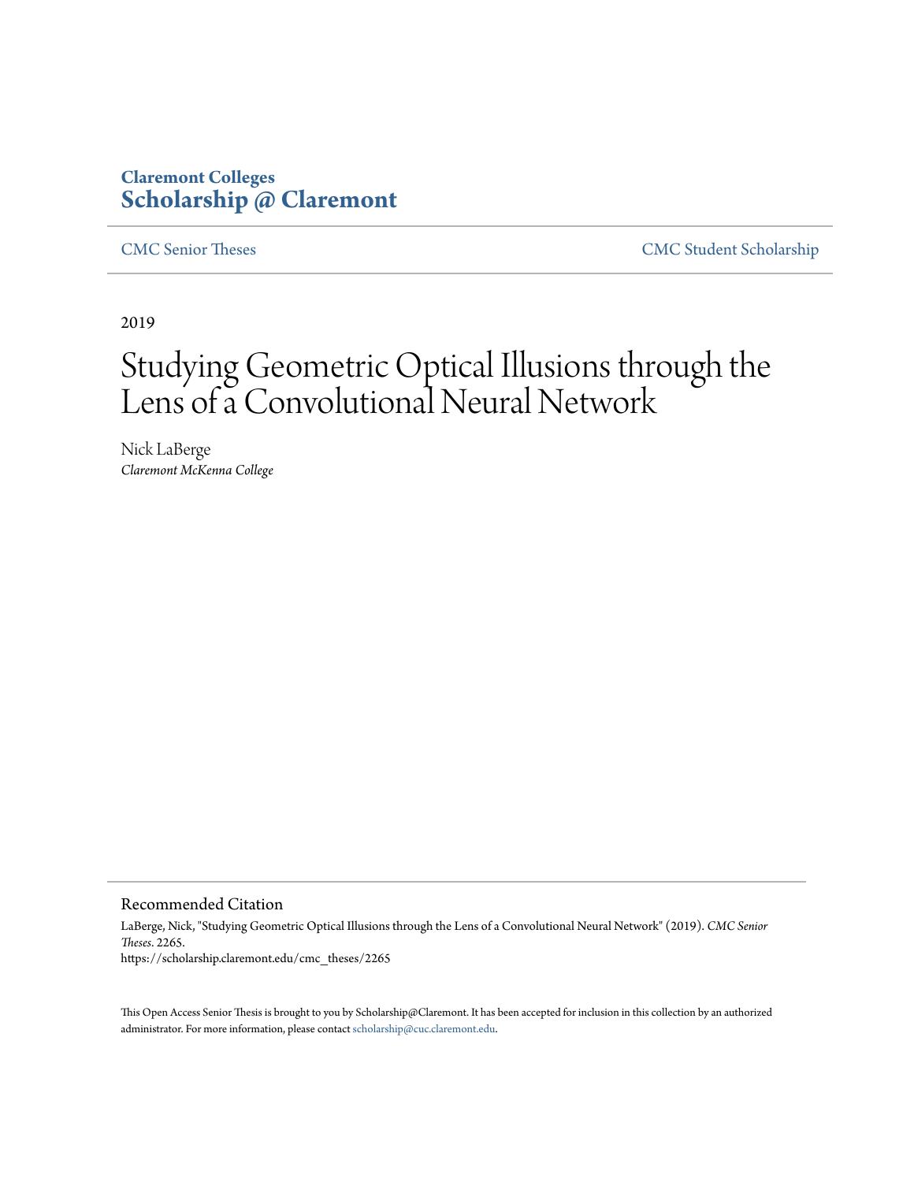Claremont Colleges
**Scholarship @ Claremont**

CMC Senior Theses | CMC Student Scholarship

2019

# Studying Geometric Optical Illusions through the Lens of a Convolutional Neural Network

Nick LaBerge
*Claremont McKenna College*

## Recommended Citation

LaBerge, Nick, "Studying Geometric Optical Illusions through the Lens of a Convolutional Neural Network" (2019). *CMC Senior Theses*. 2265.
https://scholarship.claremont.edu/cmc_theses/2265

This Open Access Senior Thesis is brought to you by Scholarship@Claremont. It has been accepted for inclusion in this collection by an authorized administrator. For more information, please contact scholarship@cuc.claremont.edu.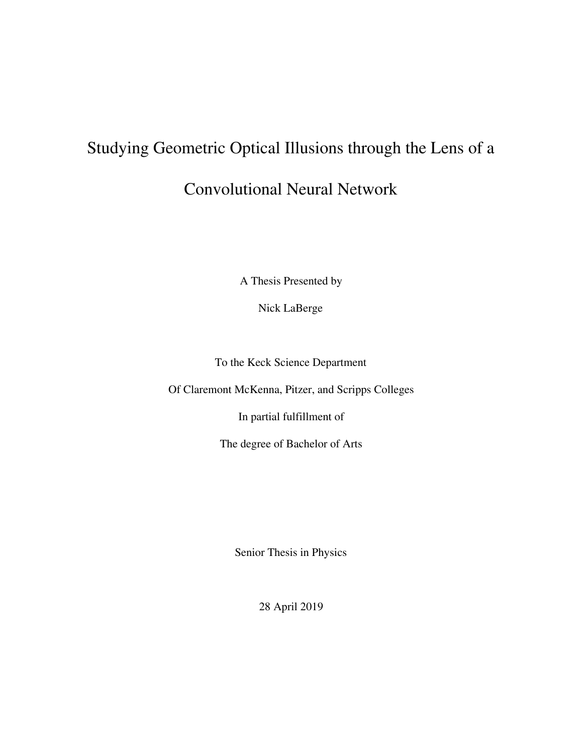# Studying Geometric Optical Illusions through the Lens of a Convolutional Neural Network

A Thesis Presented by

Nick LaBerge

To the Keck Science Department

Of Claremont McKenna, Pitzer, and Scripps Colleges

In partial fulfillment of

The degree of Bachelor of Arts

Senior Thesis in Physics

28 April 2019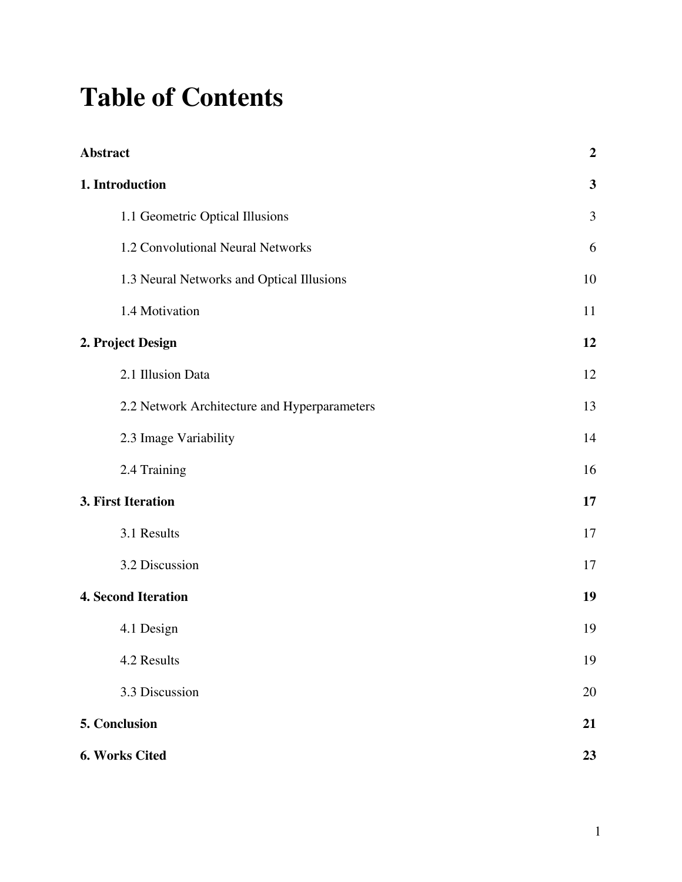# Table of Contents

| | |
|---|---|
| **Abstract** | **2** |
| **1. Introduction** | **3** |
| 1.1 Geometric Optical Illusions | 3 |
| 1.2 Convolutional Neural Networks | 6 |
| 1.3 Neural Networks and Optical Illusions | 10 |
| 1.4 Motivation | 11 |
| **2. Project Design** | **12** |
| 2.1 Illusion Data | 12 |
| 2.2 Network Architecture and Hyperparameters | 13 |
| 2.3 Image Variability | 14 |
| 2.4 Training | 16 |
| **3. First Iteration** | **17** |
| 3.1 Results | 17 |
| 3.2 Discussion | 17 |
| **4. Second Iteration** | **19** |
| 4.1 Design | 19 |
| 4.2 Results | 19 |
| 3.3 Discussion | 20 |
| **5. Conclusion** | **21** |
| **6. Works Cited** | **23** |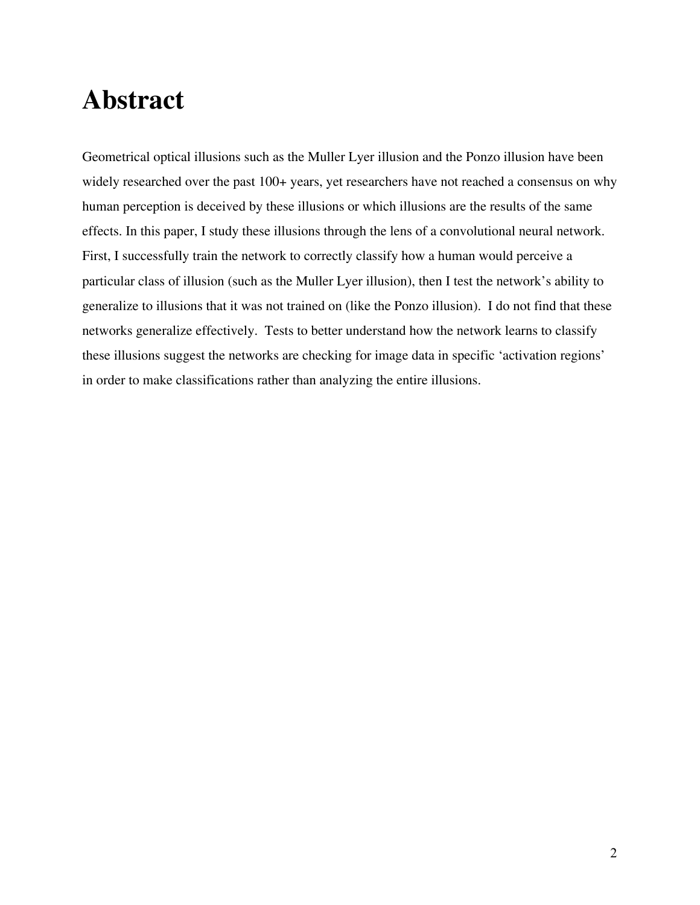# Abstract

Geometrical optical illusions such as the Muller Lyer illusion and the Ponzo illusion have been widely researched over the past 100+ years, yet researchers have not reached a consensus on why human perception is deceived by these illusions or which illusions are the results of the same effects. In this paper, I study these illusions through the lens of a convolutional neural network. First, I successfully train the network to correctly classify how a human would perceive a particular class of illusion (such as the Muller Lyer illusion), then I test the network's ability to generalize to illusions that it was not trained on (like the Ponzo illusion). I do not find that these networks generalize effectively. Tests to better understand how the network learns to classify these illusions suggest the networks are checking for image data in specific 'activation regions' in order to make classifications rather than analyzing the entire illusions.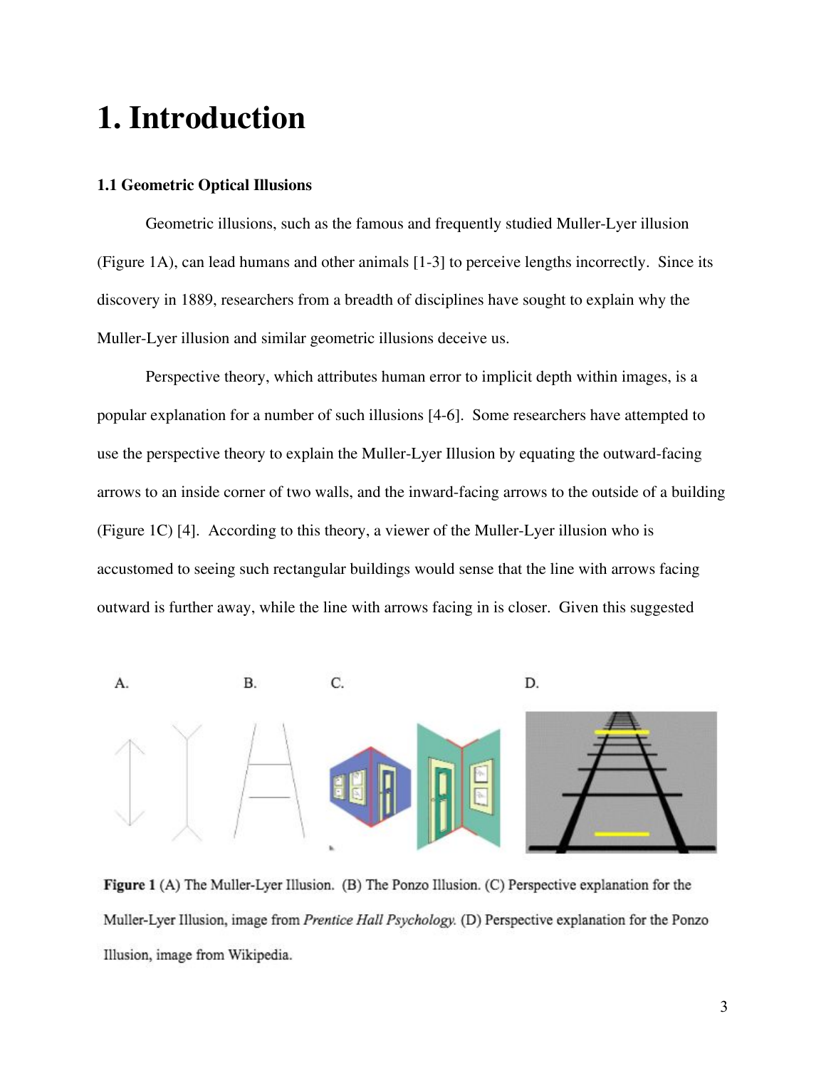# 1. Introduction

### 1.1 Geometric Optical Illusions

Geometric illusions, such as the famous and frequently studied Muller-Lyer illusion (Figure 1A), can lead humans and other animals [1-3] to perceive lengths incorrectly. Since its discovery in 1889, researchers from a breadth of disciplines have sought to explain why the Muller-Lyer illusion and similar geometric illusions deceive us.

Perspective theory, which attributes human error to implicit depth within images, is a popular explanation for a number of such illusions [4-6]. Some researchers have attempted to use the perspective theory to explain the Muller-Lyer Illusion by equating the outward-facing arrows to an inside corner of two walls, and the inward-facing arrows to the outside of a building (Figure 1C) [4]. According to this theory, a viewer of the Muller-Lyer illusion who is accustomed to seeing such rectangular buildings would sense that the line with arrows facing outward is further away, while the line with arrows facing in is closer. Given this suggested

**Figure 1** (A) The Muller-Lyer Illusion. (B) The Ponzo Illusion. (C) Perspective explanation for the Muller-Lyer Illusion, image from *Prentice Hall Psychology.* (D) Perspective explanation for the Ponzo Illusion, image from Wikipedia.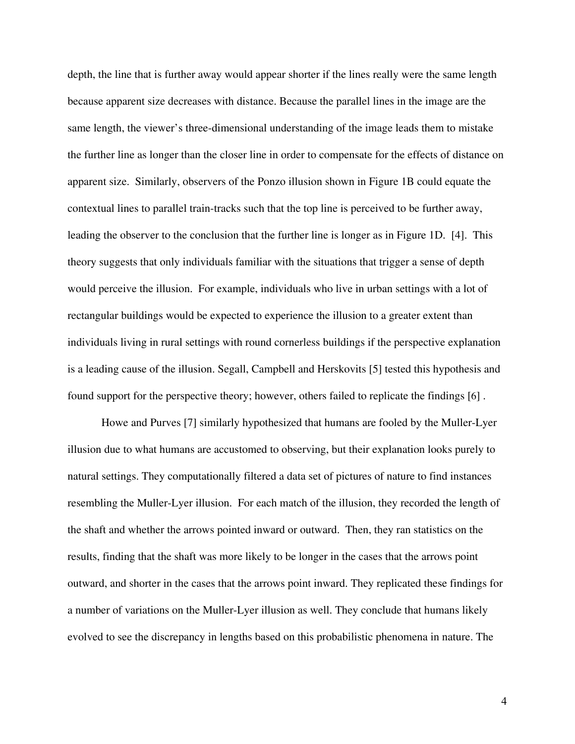depth, the line that is further away would appear shorter if the lines really were the same length because apparent size decreases with distance. Because the parallel lines in the image are the same length, the viewer's three-dimensional understanding of the image leads them to mistake the further line as longer than the closer line in order to compensate for the effects of distance on apparent size. Similarly, observers of the Ponzo illusion shown in Figure 1B could equate the contextual lines to parallel train-tracks such that the top line is perceived to be further away, leading the observer to the conclusion that the further line is longer as in Figure 1D. [4]. This theory suggests that only individuals familiar with the situations that trigger a sense of depth would perceive the illusion. For example, individuals who live in urban settings with a lot of rectangular buildings would be expected to experience the illusion to a greater extent than individuals living in rural settings with round cornerless buildings if the perspective explanation is a leading cause of the illusion. Segall, Campbell and Herskovits [5] tested this hypothesis and found support for the perspective theory; however, others failed to replicate the findings [6] .

Howe and Purves [7] similarly hypothesized that humans are fooled by the Muller-Lyer illusion due to what humans are accustomed to observing, but their explanation looks purely to natural settings. They computationally filtered a data set of pictures of nature to find instances resembling the Muller-Lyer illusion. For each match of the illusion, they recorded the length of the shaft and whether the arrows pointed inward or outward. Then, they ran statistics on the results, finding that the shaft was more likely to be longer in the cases that the arrows point outward, and shorter in the cases that the arrows point inward. They replicated these findings for a number of variations on the Muller-Lyer illusion as well. They conclude that humans likely evolved to see the discrepancy in lengths based on this probabilistic phenomena in nature. The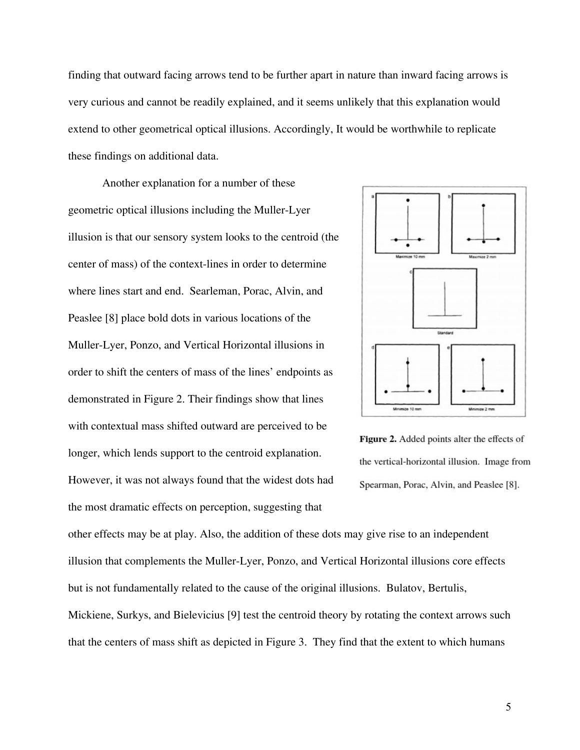finding that outward facing arrows tend to be further apart in nature than inward facing arrows is very curious and cannot be readily explained, and it seems unlikely that this explanation would extend to other geometrical optical illusions. Accordingly, It would be worthwhile to replicate these findings on additional data.

Another explanation for a number of these geometric optical illusions including the Muller-Lyer illusion is that our sensory system looks to the centroid (the center of mass) of the context-lines in order to determine where lines start and end. Searleman, Porac, Alvin, and Peaslee [8] place bold dots in various locations of the Muller-Lyer, Ponzo, and Vertical Horizontal illusions in order to shift the centers of mass of the lines' endpoints as demonstrated in Figure 2. Their findings show that lines with contextual mass shifted outward are perceived to be longer, which lends support to the centroid explanation. However, it was not always found that the widest dots had the most dramatic effects on perception, suggesting that other effects may be at play. Also, the addition of these dots may give rise to an independent illusion that complements the Muller-Lyer, Ponzo, and Vertical Horizontal illusions core effects but is not fundamentally related to the cause of the original illusions. Bulatov, Bertulis, Mickiene, Surkys, and Bielevicius [9] test the centroid theory by rotating the context arrows such that the centers of mass shift as depicted in Figure 3. They find that the extent to which humans

**Figure 2.** Added points alter the effects of the vertical-horizontal illusion. Image from Spearman, Porac, Alvin, and Peaslee [8].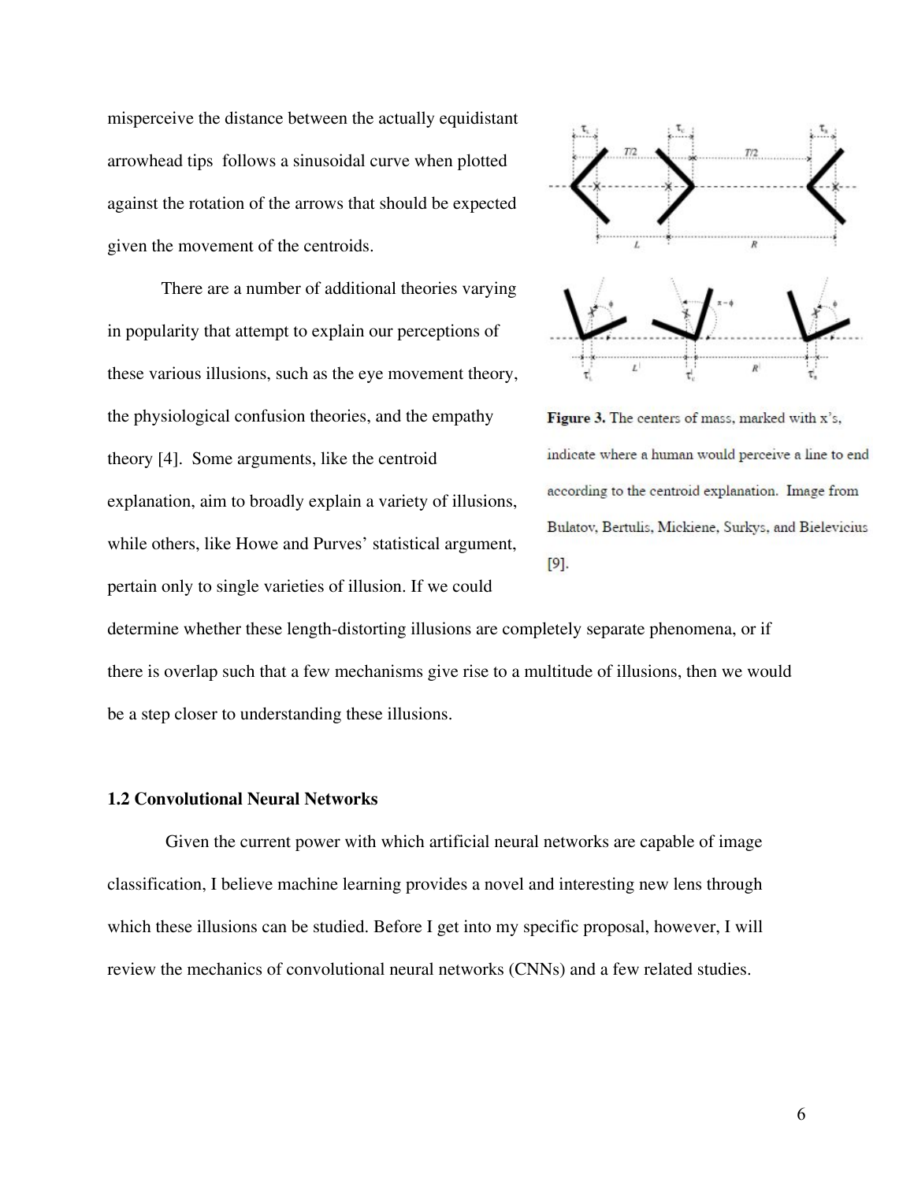misperceive the distance between the actually equidistant arrowhead tips follows a sinusoidal curve when plotted against the rotation of the arrows that should be expected given the movement of the centroids.

There are a number of additional theories varying in popularity that attempt to explain our perceptions of these various illusions, such as the eye movement theory, the physiological confusion theories, and the empathy theory [4]. Some arguments, like the centroid explanation, aim to broadly explain a variety of illusions, while others, like Howe and Purves' statistical argument, pertain only to single varieties of illusion. If we could determine whether these length-distorting illusions are completely separate phenomena, or if there is overlap such that a few mechanisms give rise to a multitude of illusions, then we would be a step closer to understanding these illusions.

**Figure 3.** The centers of mass, marked with x's, indicate where a human would perceive a line to end according to the centroid explanation. Image from Bulatov, Bertulis, Mickiene, Surkys, and Bielevicius [9].

### 1.2 Convolutional Neural Networks

Given the current power with which artificial neural networks are capable of image classification, I believe machine learning provides a novel and interesting new lens through which these illusions can be studied. Before I get into my specific proposal, however, I will review the mechanics of convolutional neural networks (CNNs) and a few related studies.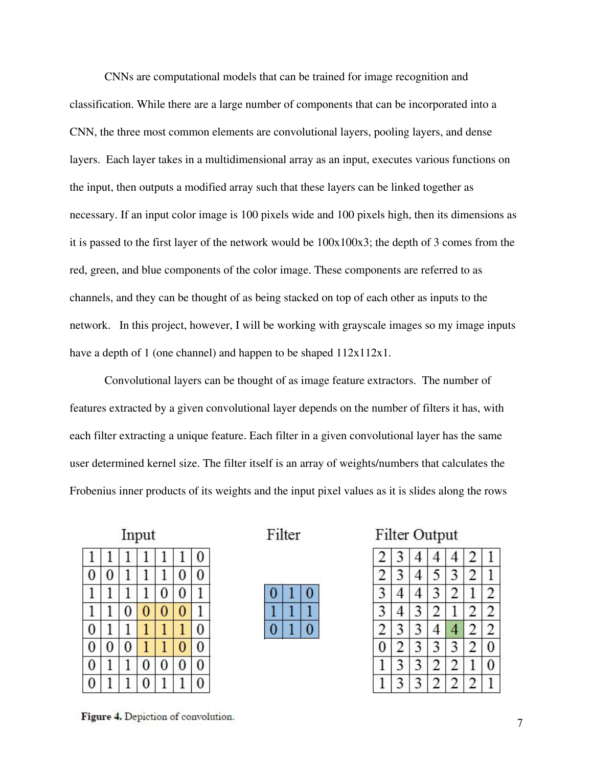CNNs are computational models that can be trained for image recognition and classification. While there are a large number of components that can be incorporated into a CNN, the three most common elements are convolutional layers, pooling layers, and dense layers. Each layer takes in a multidimensional array as an input, executes various functions on the input, then outputs a modified array such that these layers can be linked together as necessary. If an input color image is 100 pixels wide and 100 pixels high, then its dimensions as it is passed to the first layer of the network would be 100x100x3; the depth of 3 comes from the red, green, and blue components of the color image. These components are referred to as channels, and they can be thought of as being stacked on top of each other as inputs to the network. In this project, however, I will be working with grayscale images so my image inputs have a depth of 1 (one channel) and happen to be shaped 112x112x1.

Convolutional layers can be thought of as image feature extractors. The number of features extracted by a given convolutional layer depends on the number of filters it has, with each filter extracting a unique feature. Each filter in a given convolutional layer has the same user determined kernel size. The filter itself is an array of weights/numbers that calculates the Frobenius inner products of its weights and the input pixel values as it is slides along the rows

**Input**

| | | | | | | |
|---|---|---|---|---|---|---|
| 1 | 1 | 1 | 1 | 1 | 1 | 0 |
| 0 | 0 | 1 | 1 | 1 | 0 | 0 |
| 1 | 1 | 1 | 1 | 0 | 0 | 1 |
| 1 | 1 | 0 | 0 | 0 | 0 | 1 |
| 0 | 1 | 1 | 1 | 1 | 1 | 0 |
| 0 | 0 | 0 | 1 | 1 | 0 | 0 |
| 0 | 1 | 1 | 0 | 0 | 0 | 0 |
| 0 | 1 | 1 | 0 | 1 | 1 | 0 |

**Filter**

| | | |
|---|---|---|
| 0 | 1 | 0 |
| 1 | 1 | 1 |
| 0 | 1 | 0 |

**Filter Output**

| | | | | | | |
|---|---|---|---|---|---|---|
| 2 | 3 | 4 | 4 | 4 | 2 | 1 |
| 2 | 3 | 4 | 5 | 3 | 2 | 1 |
| 3 | 4 | 4 | 3 | 2 | 1 | 2 |
| 3 | 4 | 3 | 2 | 1 | 2 | 2 |
| 2 | 3 | 3 | 4 | 4 | 2 | 2 |
| 0 | 2 | 3 | 3 | 3 | 2 | 0 |
| 1 | 3 | 3 | 2 | 2 | 1 | 0 |
| 1 | 3 | 3 | 2 | 2 | 2 | 1 |

**Figure 4.** Depiction of convolution.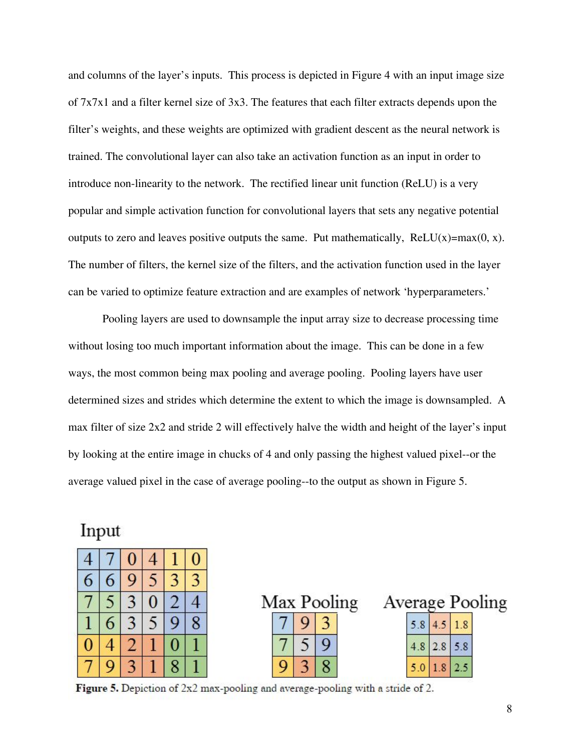and columns of the layer's inputs. This process is depicted in Figure 4 with an input image size of 7x7x1 and a filter kernel size of 3x3. The features that each filter extracts depends upon the filter's weights, and these weights are optimized with gradient descent as the neural network is trained. The convolutional layer can also take an activation function as an input in order to introduce non-linearity to the network. The rectified linear unit function (ReLU) is a very popular and simple activation function for convolutional layers that sets any negative potential outputs to zero and leaves positive outputs the same. Put mathematically, $\text{ReLU}(x)=\max(0, x)$. The number of filters, the kernel size of the filters, and the activation function used in the layer can be varied to optimize feature extraction and are examples of network 'hyperparameters.'

Pooling layers are used to downsample the input array size to decrease processing time without losing too much important information about the image. This can be done in a few ways, the most common being max pooling and average pooling. Pooling layers have user determined sizes and strides which determine the extent to which the image is downsampled. A max filter of size 2x2 and stride 2 will effectively halve the width and height of the layer's input by looking at the entire image in chucks of 4 and only passing the highest valued pixel--or the average valued pixel in the case of average pooling--to the output as shown in Figure 5.

Input

| | | | | | |
|---|---|---|---|---|---|
| 4 | 7 | 0 | 4 | 1 | 0 |
| 6 | 6 | 9 | 5 | 3 | 3 |
| 7 | 5 | 3 | 0 | 2 | 4 |
| 1 | 6 | 3 | 5 | 9 | 8 |
| 0 | 4 | 2 | 1 | 0 | 1 |
| 7 | 9 | 3 | 1 | 8 | 1 |

Max Pooling

| | | |
|---|---|---|
| 7 | 9 | 3 |
| 7 | 5 | 9 |
| 9 | 3 | 8 |

Average Pooling

| | | |
|---|---|---|
| 5.8 | 4.5 | 1.8 |
| 4.8 | 2.8 | 5.8 |
| 5.0 | 1.8 | 2.5 |

**Figure 5.** Depiction of 2x2 max-pooling and average-pooling with a stride of 2.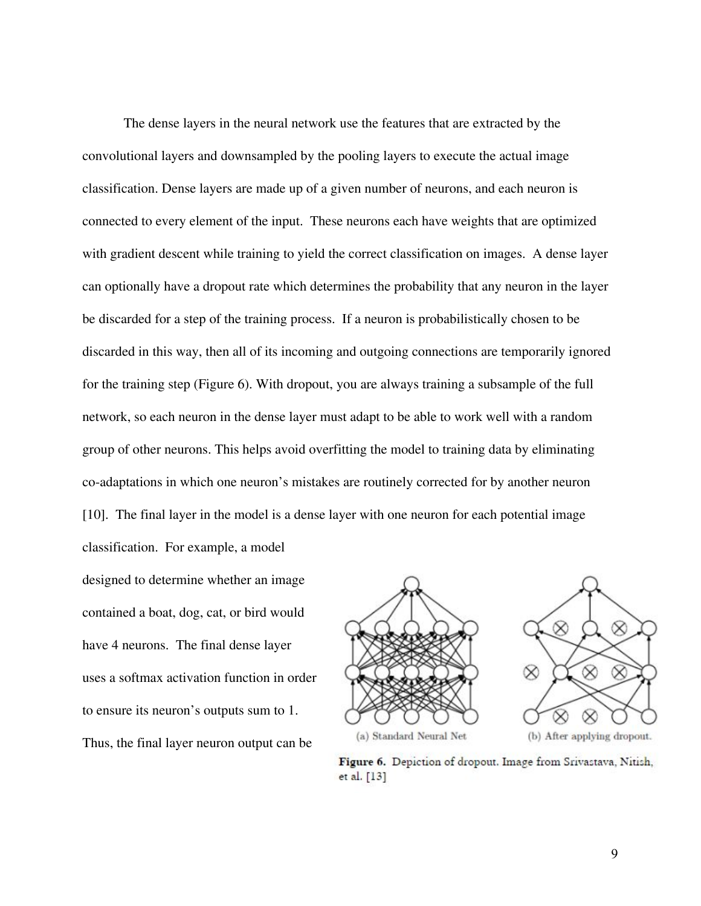The dense layers in the neural network use the features that are extracted by the convolutional layers and downsampled by the pooling layers to execute the actual image classification. Dense layers are made up of a given number of neurons, and each neuron is connected to every element of the input. These neurons each have weights that are optimized with gradient descent while training to yield the correct classification on images. A dense layer can optionally have a dropout rate which determines the probability that any neuron in the layer be discarded for a step of the training process. If a neuron is probabilistically chosen to be discarded in this way, then all of its incoming and outgoing connections are temporarily ignored for the training step (Figure 6). With dropout, you are always training a subsample of the full network, so each neuron in the dense layer must adapt to be able to work well with a random group of other neurons. This helps avoid overfitting the model to training data by eliminating co-adaptations in which one neuron's mistakes are routinely corrected for by another neuron [10]. The final layer in the model is a dense layer with one neuron for each potential image classification. For example, a model designed to determine whether an image contained a boat, dog, cat, or bird would have 4 neurons. The final dense layer uses a softmax activation function in order to ensure its neuron's outputs sum to 1. Thus, the final layer neuron output can be

(a) Standard Neural Net (b) After applying dropout.

**Figure 6.** Depiction of dropout. Image from Srivastava, Nitish, et al. [13]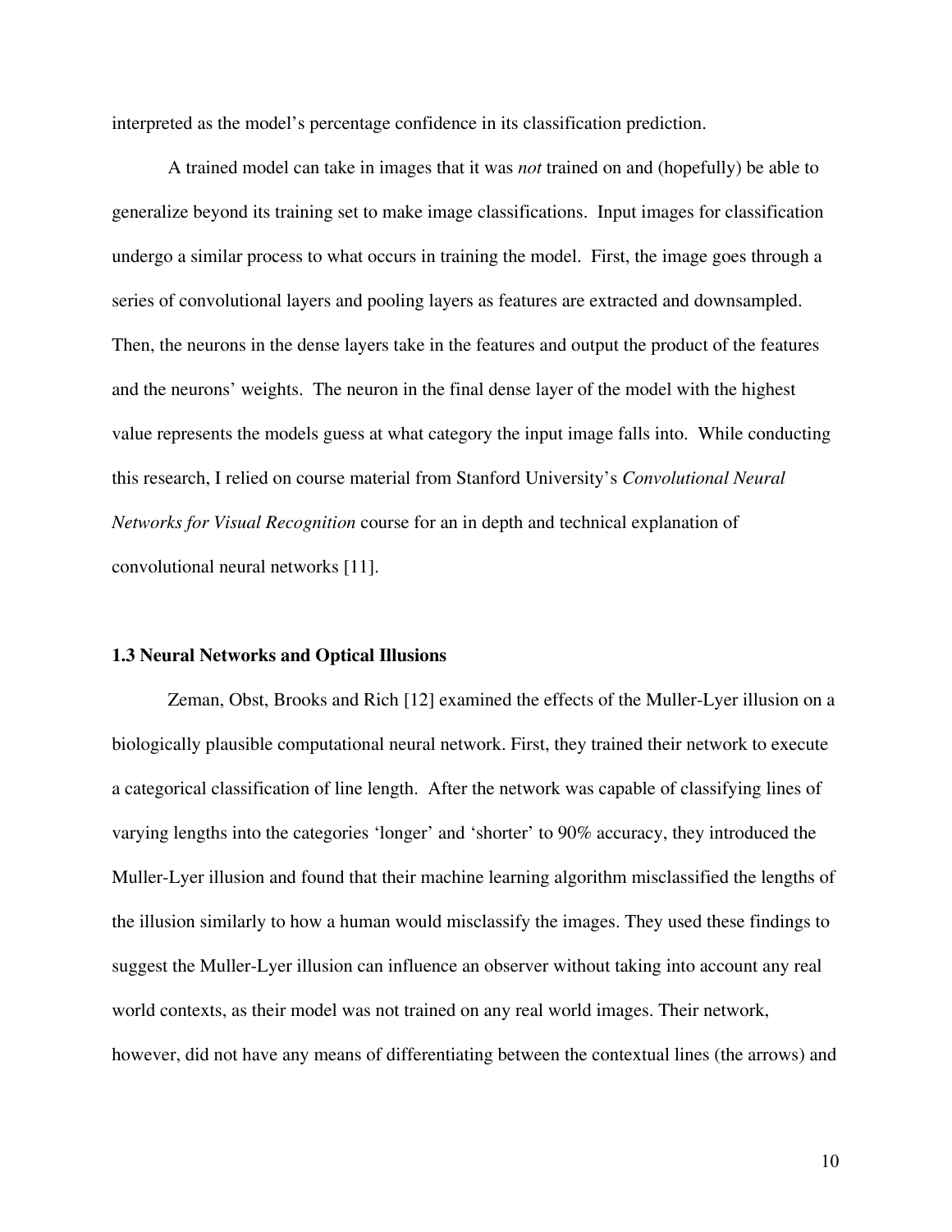interpreted as the model's percentage confidence in its classification prediction.

A trained model can take in images that it was *not* trained on and (hopefully) be able to generalize beyond its training set to make image classifications. Input images for classification undergo a similar process to what occurs in training the model. First, the image goes through a series of convolutional layers and pooling layers as features are extracted and downsampled. Then, the neurons in the dense layers take in the features and output the product of the features and the neurons' weights. The neuron in the final dense layer of the model with the highest value represents the models guess at what category the input image falls into. While conducting this research, I relied on course material from Stanford University's *Convolutional Neural Networks for Visual Recognition* course for an in depth and technical explanation of convolutional neural networks [11].

### 1.3 Neural Networks and Optical Illusions

Zeman, Obst, Brooks and Rich [12] examined the effects of the Muller-Lyer illusion on a biologically plausible computational neural network. First, they trained their network to execute a categorical classification of line length. After the network was capable of classifying lines of varying lengths into the categories 'longer' and 'shorter' to 90% accuracy, they introduced the Muller-Lyer illusion and found that their machine learning algorithm misclassified the lengths of the illusion similarly to how a human would misclassify the images. They used these findings to suggest the Muller-Lyer illusion can influence an observer without taking into account any real world contexts, as their model was not trained on any real world images. Their network, however, did not have any means of differentiating between the contextual lines (the arrows) and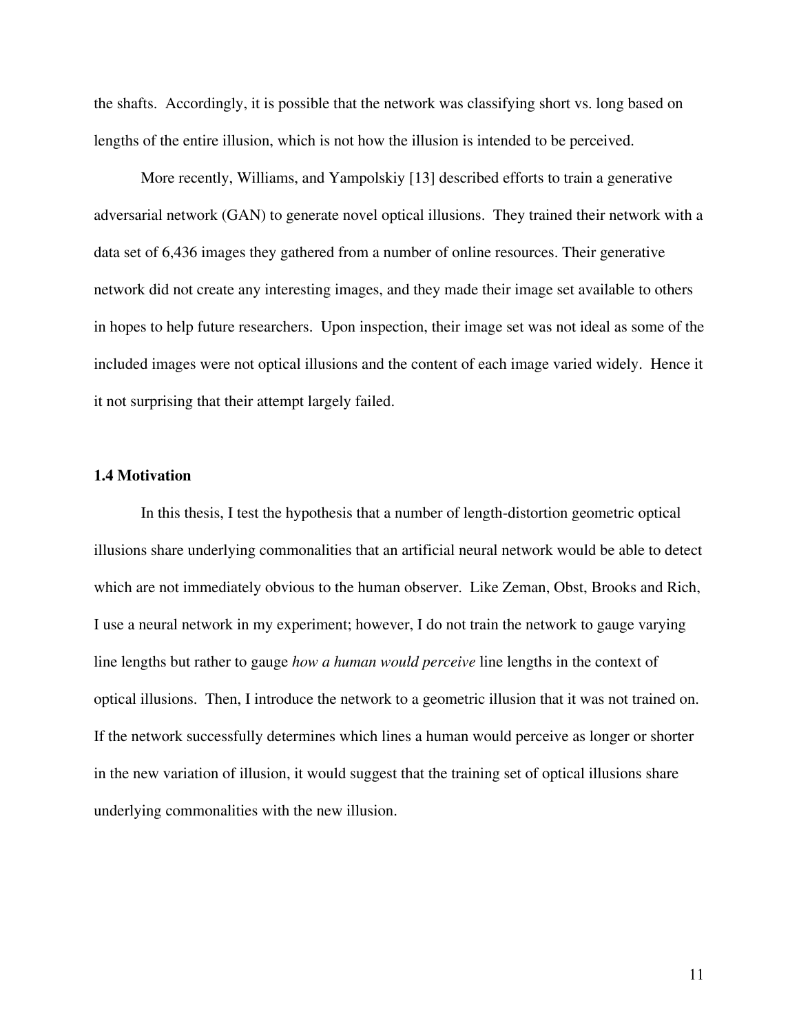the shafts. Accordingly, it is possible that the network was classifying short vs. long based on lengths of the entire illusion, which is not how the illusion is intended to be perceived.

More recently, Williams, and Yampolskiy [13] described efforts to train a generative adversarial network (GAN) to generate novel optical illusions. They trained their network with a data set of 6,436 images they gathered from a number of online resources. Their generative network did not create any interesting images, and they made their image set available to others in hopes to help future researchers. Upon inspection, their image set was not ideal as some of the included images were not optical illusions and the content of each image varied widely. Hence it it not surprising that their attempt largely failed.

### 1.4 Motivation

In this thesis, I test the hypothesis that a number of length-distortion geometric optical illusions share underlying commonalities that an artificial neural network would be able to detect which are not immediately obvious to the human observer. Like Zeman, Obst, Brooks and Rich, I use a neural network in my experiment; however, I do not train the network to gauge varying line lengths but rather to gauge *how a human would perceive* line lengths in the context of optical illusions. Then, I introduce the network to a geometric illusion that it was not trained on. If the network successfully determines which lines a human would perceive as longer or shorter in the new variation of illusion, it would suggest that the training set of optical illusions share underlying commonalities with the new illusion.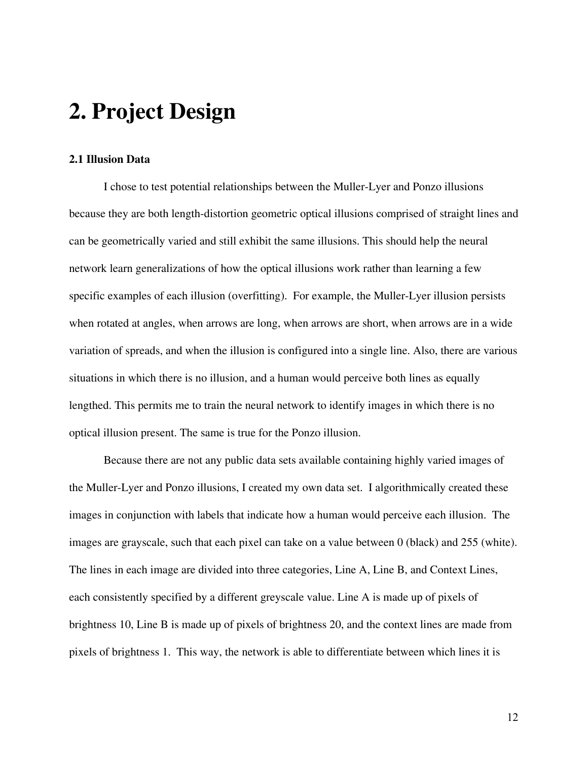# 2. Project Design

**2.1 Illusion Data**

I chose to test potential relationships between the Muller-Lyer and Ponzo illusions because they are both length-distortion geometric optical illusions comprised of straight lines and can be geometrically varied and still exhibit the same illusions. This should help the neural network learn generalizations of how the optical illusions work rather than learning a few specific examples of each illusion (overfitting). For example, the Muller-Lyer illusion persists when rotated at angles, when arrows are long, when arrows are short, when arrows are in a wide variation of spreads, and when the illusion is configured into a single line. Also, there are various situations in which there is no illusion, and a human would perceive both lines as equally lengthed. This permits me to train the neural network to identify images in which there is no optical illusion present. The same is true for the Ponzo illusion.

Because there are not any public data sets available containing highly varied images of the Muller-Lyer and Ponzo illusions, I created my own data set. I algorithmically created these images in conjunction with labels that indicate how a human would perceive each illusion. The images are grayscale, such that each pixel can take on a value between 0 (black) and 255 (white). The lines in each image are divided into three categories, Line A, Line B, and Context Lines, each consistently specified by a different greyscale value. Line A is made up of pixels of brightness 10, Line B is made up of pixels of brightness 20, and the context lines are made from pixels of brightness 1. This way, the network is able to differentiate between which lines it is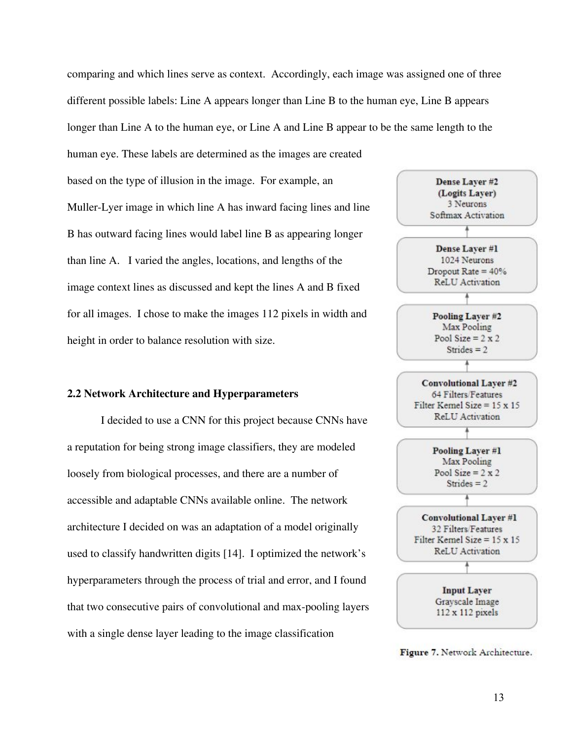comparing and which lines serve as context. Accordingly, each image was assigned one of three different possible labels: Line A appears longer than Line B to the human eye, Line B appears longer than Line A to the human eye, or Line A and Line B appear to be the same length to the human eye. These labels are determined as the images are created based on the type of illusion in the image. For example, an Muller-Lyer image in which line A has inward facing lines and line B has outward facing lines would label line B as appearing longer than line A. I varied the angles, locations, and lengths of the image context lines as discussed and kept the lines A and B fixed for all images. I chose to make the images 112 pixels in width and height in order to balance resolution with size.

**Dense Layer #2 (Logits Layer)**
3 Neurons
Softmax Activation

↑

**Dense Layer #1**
1024 Neurons
Dropout Rate = 40%
ReLU Activation

↑

**Pooling Layer #2**
Max Pooling
Pool Size = 2 x 2
Strides = 2

↑

**Convolutional Layer #2**
64 Filters/Features
Filter Kernel Size = 15 x 15
ReLU Activation

↑

**Pooling Layer #1**
Max Pooling
Pool Size = 2 x 2
Strides = 2

↑

**Convolutional Layer #1**
32 Filters/Features
Filter Kernel Size = 15 x 15
ReLU Activation

↑

**Input Layer**
Grayscale Image
112 x 112 pixels

**Figure 7.** Network Architecture.

### 2.2 Network Architecture and Hyperparameters

I decided to use a CNN for this project because CNNs have a reputation for being strong image classifiers, they are modeled loosely from biological processes, and there are a number of accessible and adaptable CNNs available online. The network architecture I decided on was an adaptation of a model originally used to classify handwritten digits [14]. I optimized the network's hyperparameters through the process of trial and error, and I found that two consecutive pairs of convolutional and max-pooling layers with a single dense layer leading to the image classification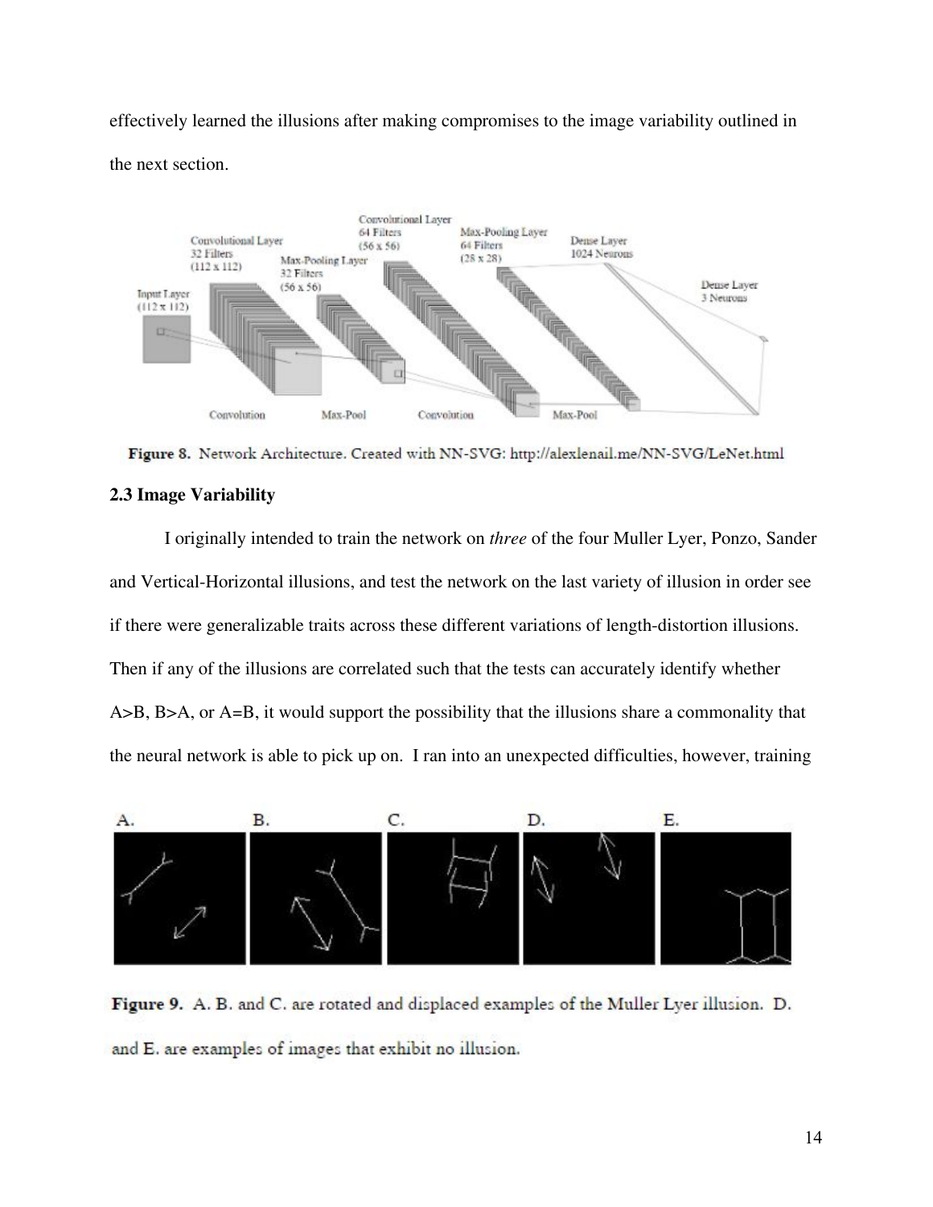effectively learned the illusions after making compromises to the image variability outlined in the next section.

**Figure 8.** Network Architecture. Created with NN-SVG: http://alexlenail.me/NN-SVG/LeNet.html

### 2.3 Image Variability

I originally intended to train the network on *three* of the four Muller Lyer, Ponzo, Sander and Vertical-Horizontal illusions, and test the network on the last variety of illusion in order see if there were generalizable traits across these different variations of length-distortion illusions. Then if any of the illusions are correlated such that the tests can accurately identify whether A>B, B>A, or A=B, it would support the possibility that the illusions share a commonality that the neural network is able to pick up on. I ran into an unexpected difficulties, however, training

**Figure 9.** A. B. and C. are rotated and displaced examples of the Muller Lyer illusion. D. and E. are examples of images that exhibit no illusion.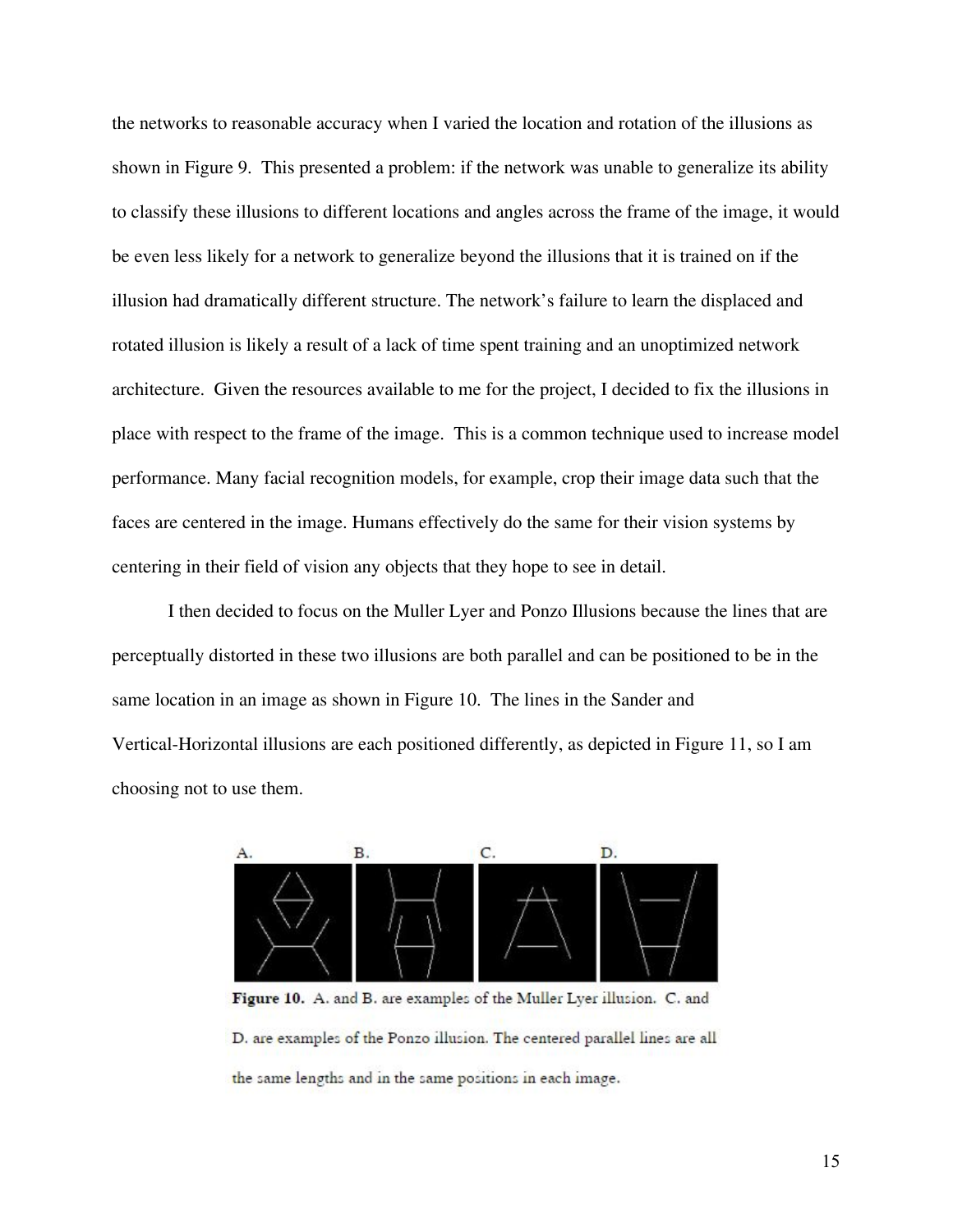the networks to reasonable accuracy when I varied the location and rotation of the illusions as shown in Figure 9. This presented a problem: if the network was unable to generalize its ability to classify these illusions to different locations and angles across the frame of the image, it would be even less likely for a network to generalize beyond the illusions that it is trained on if the illusion had dramatically different structure. The network's failure to learn the displaced and rotated illusion is likely a result of a lack of time spent training and an unoptimized network architecture. Given the resources available to me for the project, I decided to fix the illusions in place with respect to the frame of the image. This is a common technique used to increase model performance. Many facial recognition models, for example, crop their image data such that the faces are centered in the image. Humans effectively do the same for their vision systems by centering in their field of vision any objects that they hope to see in detail.

I then decided to focus on the Muller Lyer and Ponzo Illusions because the lines that are perceptually distorted in these two illusions are both parallel and can be positioned to be in the same location in an image as shown in Figure 10. The lines in the Sander and Vertical-Horizontal illusions are each positioned differently, as depicted in Figure 11, so I am choosing not to use them.

**Figure 10.** A. and B. are examples of the Muller Lyer illusion. C. and D. are examples of the Ponzo illusion. The centered parallel lines are all the same lengths and in the same positions in each image.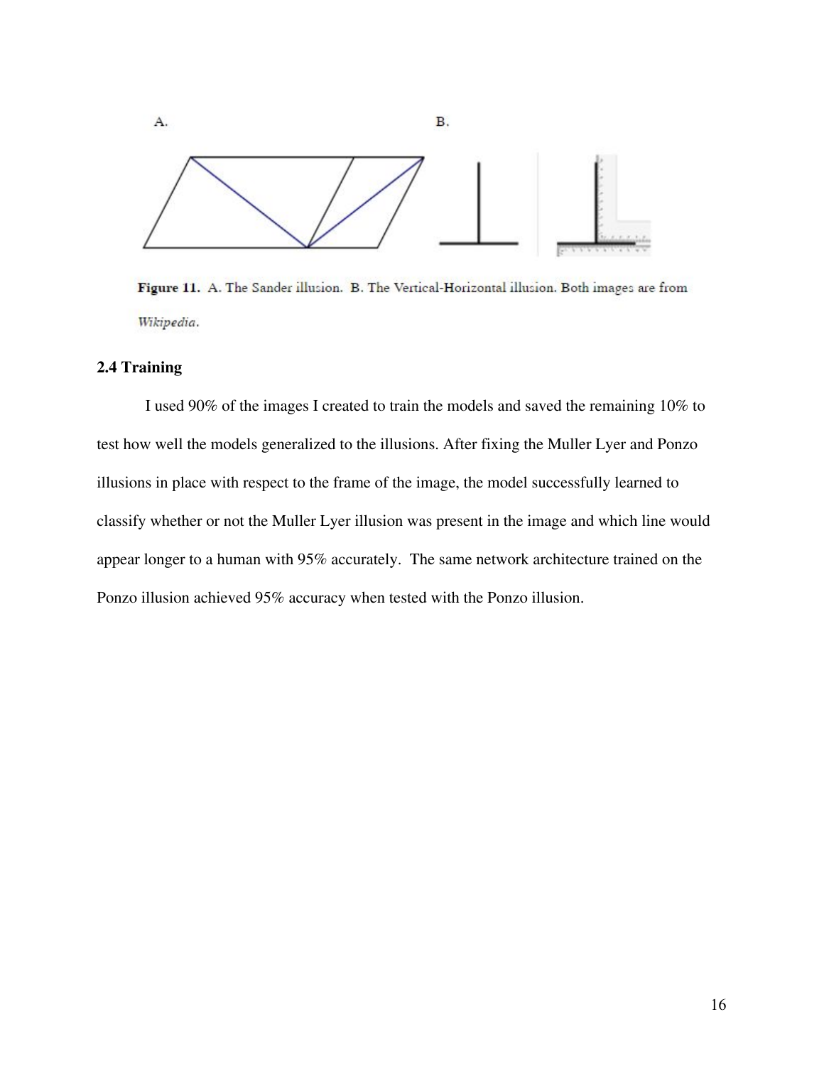Figure 11. A. The Sander illusion. B. The Vertical-Horizontal illusion. Both images are from *Wikipedia*.

### 2.4 Training

I used 90% of the images I created to train the models and saved the remaining 10% to test how well the models generalized to the illusions. After fixing the Muller Lyer and Ponzo illusions in place with respect to the frame of the image, the model successfully learned to classify whether or not the Muller Lyer illusion was present in the image and which line would appear longer to a human with 95% accurately. The same network architecture trained on the Ponzo illusion achieved 95% accuracy when tested with the Ponzo illusion.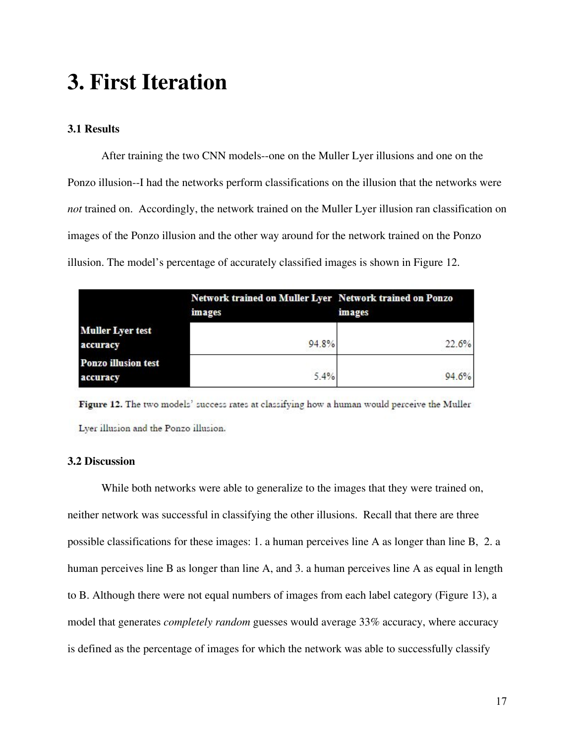# 3. First Iteration

**3.1 Results**

After training the two CNN models--one on the Muller Lyer illusions and one on the Ponzo illusion--I had the networks perform classifications on the illusion that the networks were *not* trained on. Accordingly, the network trained on the Muller Lyer illusion ran classification on images of the Ponzo illusion and the other way around for the network trained on the Ponzo illusion. The model's percentage of accurately classified images is shown in Figure 12.

| | Network trained on Muller Lyer images | Network trained on Ponzo images |
|---|---|---|
| Muller Lyer test accuracy | 94.8% | 22.6% |
| Ponzo illusion test accuracy | 5.4% | 94.6% |

**Figure 12.** The two models' success rates at classifying how a human would perceive the Muller Lyer illusion and the Ponzo illusion.

**3.2 Discussion**

While both networks were able to generalize to the images that they were trained on, neither network was successful in classifying the other illusions. Recall that there are three possible classifications for these images: 1. a human perceives line A as longer than line B, 2. a human perceives line B as longer than line A, and 3. a human perceives line A as equal in length to B. Although there were not equal numbers of images from each label category (Figure 13), a model that generates *completely random* guesses would average 33% accuracy, where accuracy is defined as the percentage of images for which the network was able to successfully classify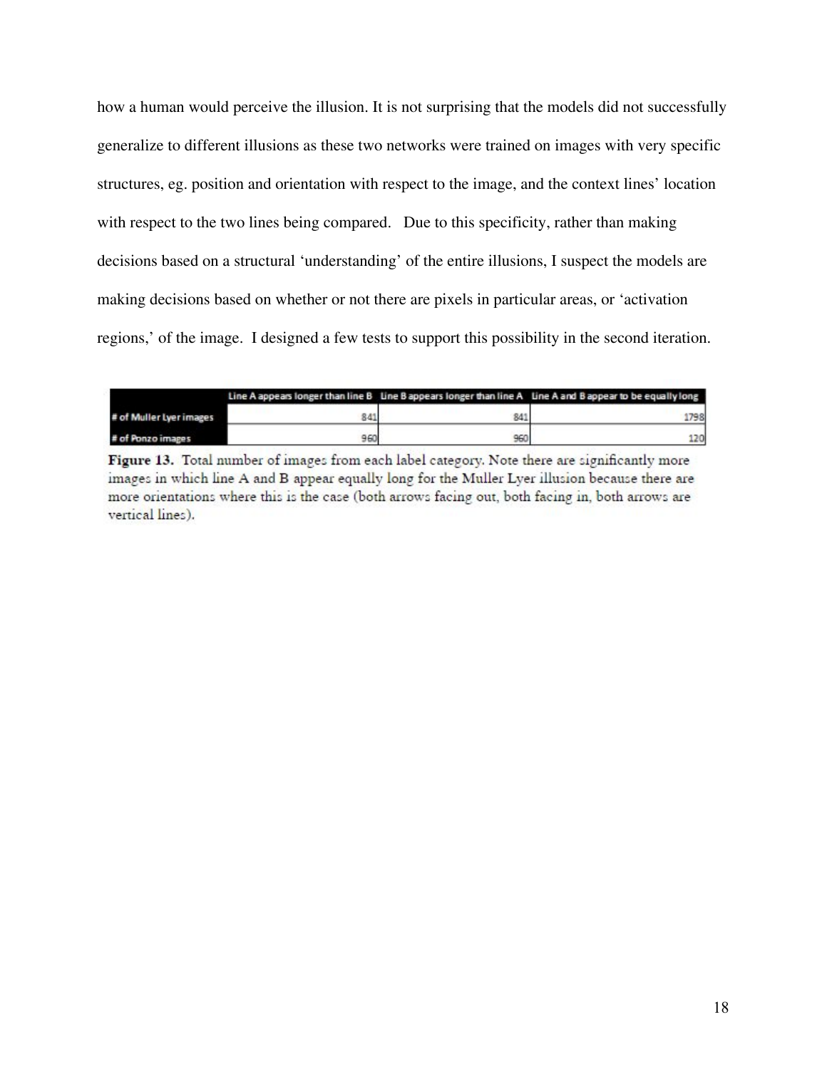how a human would perceive the illusion. It is not surprising that the models did not successfully generalize to different illusions as these two networks were trained on images with very specific structures, eg. position and orientation with respect to the image, and the context lines' location with respect to the two lines being compared. Due to this specificity, rather than making decisions based on a structural 'understanding' of the entire illusions, I suspect the models are making decisions based on whether or not there are pixels in particular areas, or 'activation regions,' of the image. I designed a few tests to support this possibility in the second iteration.

| | Line A appears longer than line B | Line B appears longer than line A | Line A and B appear to be equally long |
|---|---|---|---|
| # of Muller Lyer images | 841 | 841 | 1798 |
| # of Ponzo images | 960 | 960 | 120 |

**Figure 13.** Total number of images from each label category. Note there are significantly more images in which line A and B appear equally long for the Muller Lyer illusion because there are more orientations where this is the case (both arrows facing out, both facing in, both arrows are vertical lines).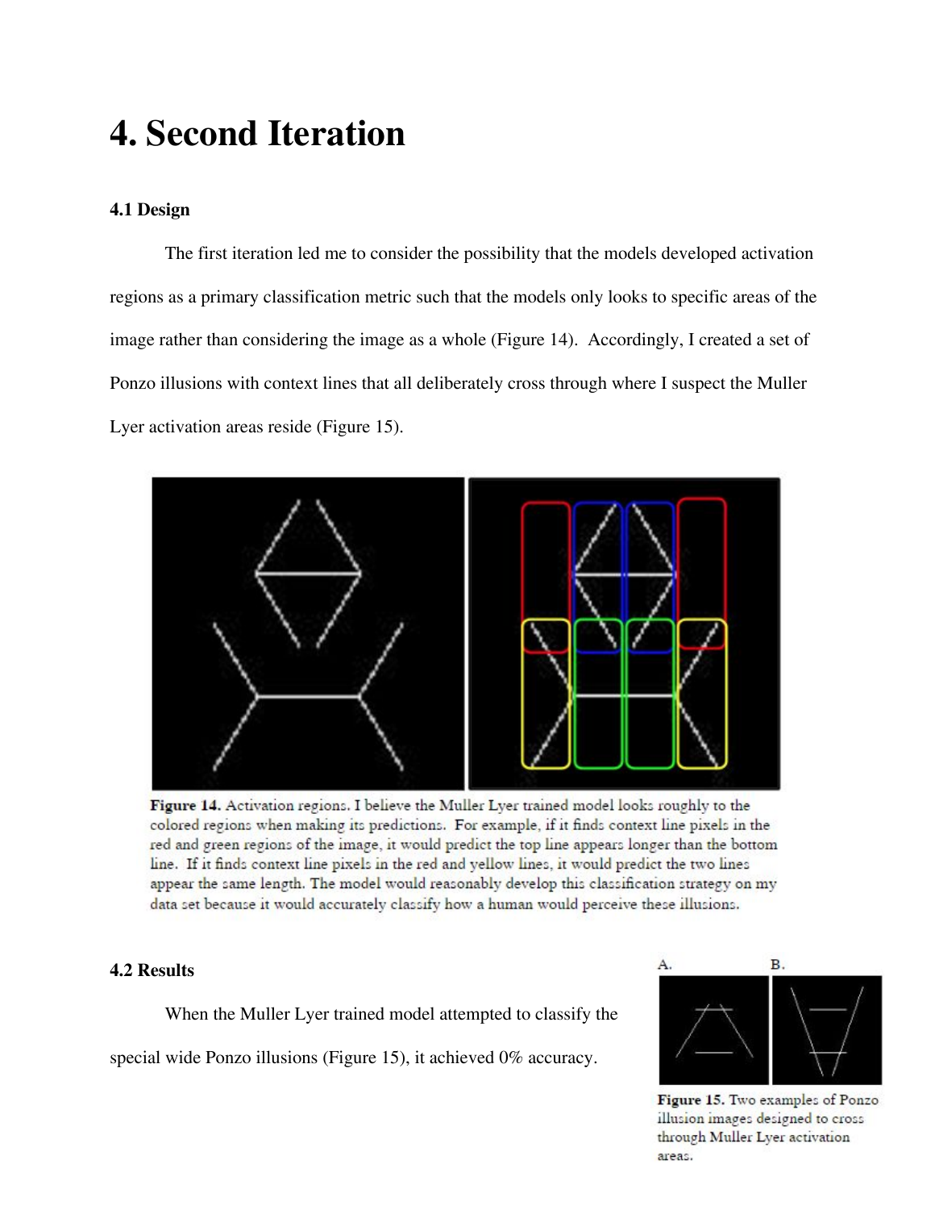# 4. Second Iteration

### 4.1 Design

The first iteration led me to consider the possibility that the models developed activation regions as a primary classification metric such that the models only looks to specific areas of the image rather than considering the image as a whole (Figure 14). Accordingly, I created a set of Ponzo illusions with context lines that all deliberately cross through where I suspect the Muller Lyer activation areas reside (Figure 15).

**Figure 14.** Activation regions. I believe the Muller Lyer trained model looks roughly to the colored regions when making its predictions. For example, if it finds context line pixels in the red and green regions of the image, it would predict the top line appears longer than the bottom line. If it finds context line pixels in the red and yellow lines, it would predict the two lines appear the same length. The model would reasonably develop this classification strategy on my data set because it would accurately classify how a human would perceive these illusions.

### 4.2 Results

When the Muller Lyer trained model attempted to classify the special wide Ponzo illusions (Figure 15), it achieved 0% accuracy.

**Figure 15.** Two examples of Ponzo illusion images designed to cross through Muller Lyer activation areas.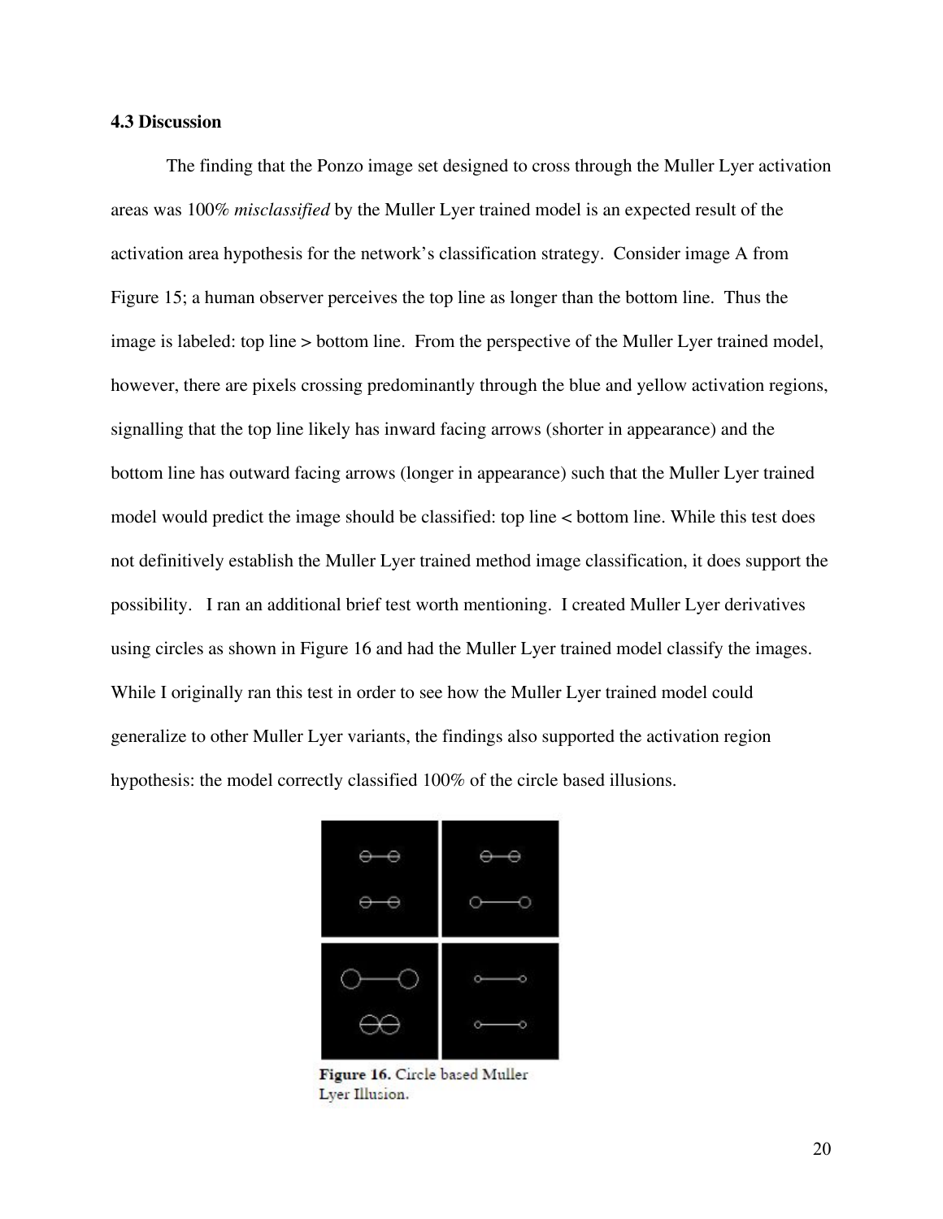### 4.3 Discussion

The finding that the Ponzo image set designed to cross through the Muller Lyer activation areas was 100% *misclassified* by the Muller Lyer trained model is an expected result of the activation area hypothesis for the network's classification strategy. Consider image A from Figure 15; a human observer perceives the top line as longer than the bottom line. Thus the image is labeled: top line > bottom line. From the perspective of the Muller Lyer trained model, however, there are pixels crossing predominantly through the blue and yellow activation regions, signalling that the top line likely has inward facing arrows (shorter in appearance) and the bottom line has outward facing arrows (longer in appearance) such that the Muller Lyer trained model would predict the image should be classified: top line < bottom line. While this test does not definitively establish the Muller Lyer trained method image classification, it does support the possibility. I ran an additional brief test worth mentioning. I created Muller Lyer derivatives using circles as shown in Figure 16 and had the Muller Lyer trained model classify the images. While I originally ran this test in order to see how the Muller Lyer trained model could generalize to other Muller Lyer variants, the findings also supported the activation region hypothesis: the model correctly classified 100% of the circle based illusions.

**Figure 16.** Circle based Muller Lyer Illusion.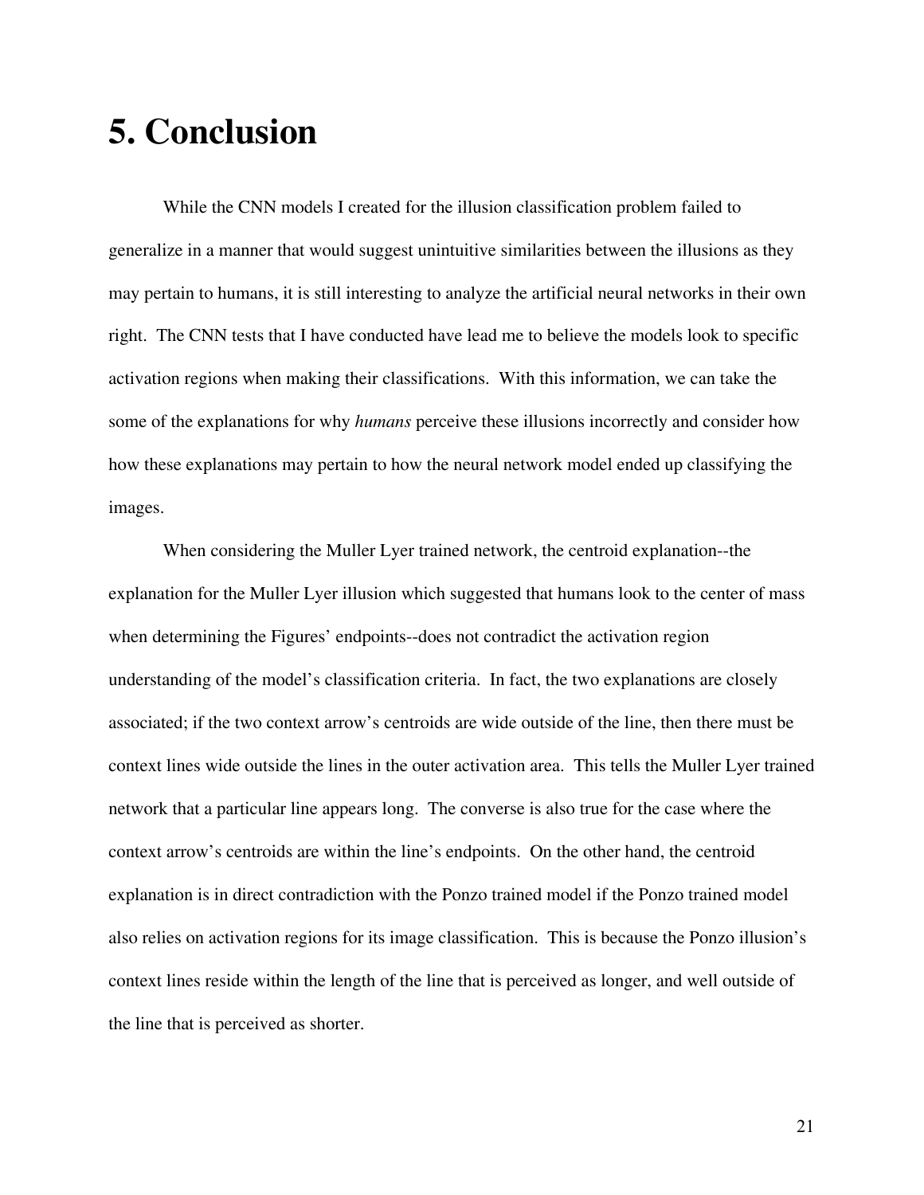# 5. Conclusion

While the CNN models I created for the illusion classification problem failed to generalize in a manner that would suggest unintuitive similarities between the illusions as they may pertain to humans, it is still interesting to analyze the artificial neural networks in their own right. The CNN tests that I have conducted have lead me to believe the models look to specific activation regions when making their classifications. With this information, we can take the some of the explanations for why *humans* perceive these illusions incorrectly and consider how how these explanations may pertain to how the neural network model ended up classifying the images.

When considering the Muller Lyer trained network, the centroid explanation--the explanation for the Muller Lyer illusion which suggested that humans look to the center of mass when determining the Figures' endpoints--does not contradict the activation region understanding of the model's classification criteria. In fact, the two explanations are closely associated; if the two context arrow's centroids are wide outside of the line, then there must be context lines wide outside the lines in the outer activation area. This tells the Muller Lyer trained network that a particular line appears long. The converse is also true for the case where the context arrow's centroids are within the line's endpoints. On the other hand, the centroid explanation is in direct contradiction with the Ponzo trained model if the Ponzo trained model also relies on activation regions for its image classification. This is because the Ponzo illusion's context lines reside within the length of the line that is perceived as longer, and well outside of the line that is perceived as shorter.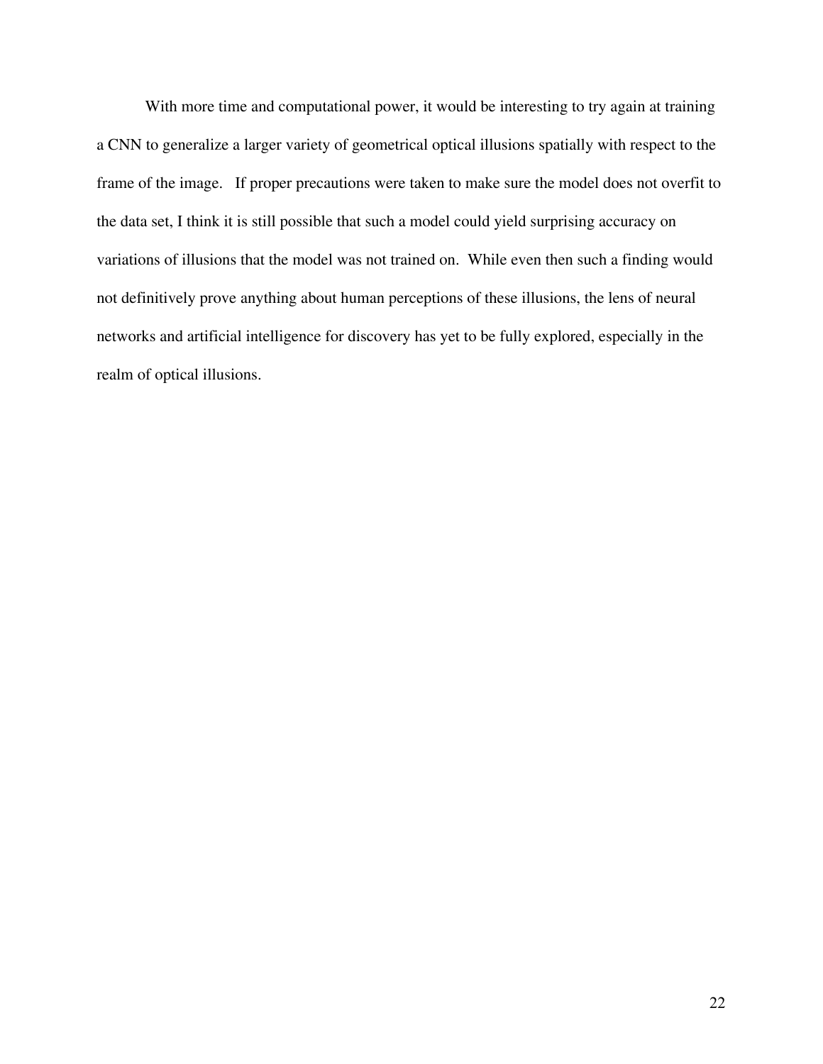With more time and computational power, it would be interesting to try again at training a CNN to generalize a larger variety of geometrical optical illusions spatially with respect to the frame of the image. If proper precautions were taken to make sure the model does not overfit to the data set, I think it is still possible that such a model could yield surprising accuracy on variations of illusions that the model was not trained on. While even then such a finding would not definitively prove anything about human perceptions of these illusions, the lens of neural networks and artificial intelligence for discovery has yet to be fully explored, especially in the realm of optical illusions.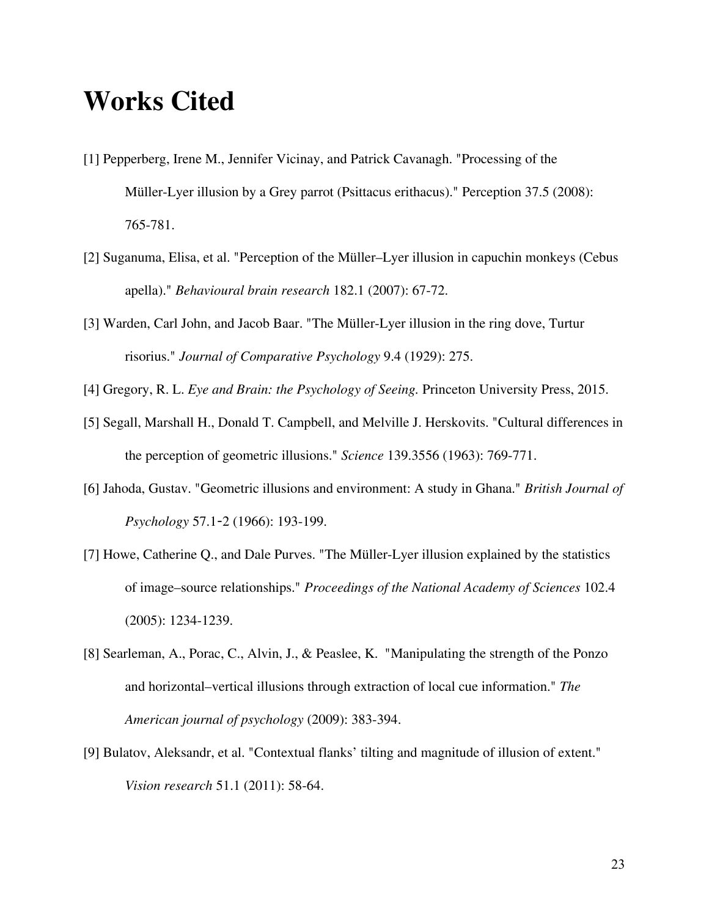# Works Cited

[1] Pepperberg, Irene M., Jennifer Vicinay, and Patrick Cavanagh. "Processing of the Müller-Lyer illusion by a Grey parrot (Psittacus erithacus)." Perception 37.5 (2008): 765-781.

[2] Suganuma, Elisa, et al. "Perception of the Müller–Lyer illusion in capuchin monkeys (Cebus apella)." *Behavioural brain research* 182.1 (2007): 67-72.

[3] Warden, Carl John, and Jacob Baar. "The Müller-Lyer illusion in the ring dove, Turtur risorius." *Journal of Comparative Psychology* 9.4 (1929): 275.

[4] Gregory, R. L. *Eye and Brain: the Psychology of Seeing.* Princeton University Press, 2015.

[5] Segall, Marshall H., Donald T. Campbell, and Melville J. Herskovits. "Cultural differences in the perception of geometric illusions." *Science* 139.3556 (1963): 769-771.

[6] Jahoda, Gustav. "Geometric illusions and environment: A study in Ghana." *British Journal of Psychology* 57.1-2 (1966): 193-199.

[7] Howe, Catherine Q., and Dale Purves. "The Müller-Lyer illusion explained by the statistics of image–source relationships." *Proceedings of the National Academy of Sciences* 102.4 (2005): 1234-1239.

[8] Searleman, A., Porac, C., Alvin, J., & Peaslee, K. "Manipulating the strength of the Ponzo and horizontal–vertical illusions through extraction of local cue information." *The American journal of psychology* (2009): 383-394.

[9] Bulatov, Aleksandr, et al. "Contextual flanks' tilting and magnitude of illusion of extent." *Vision research* 51.1 (2011): 58-64.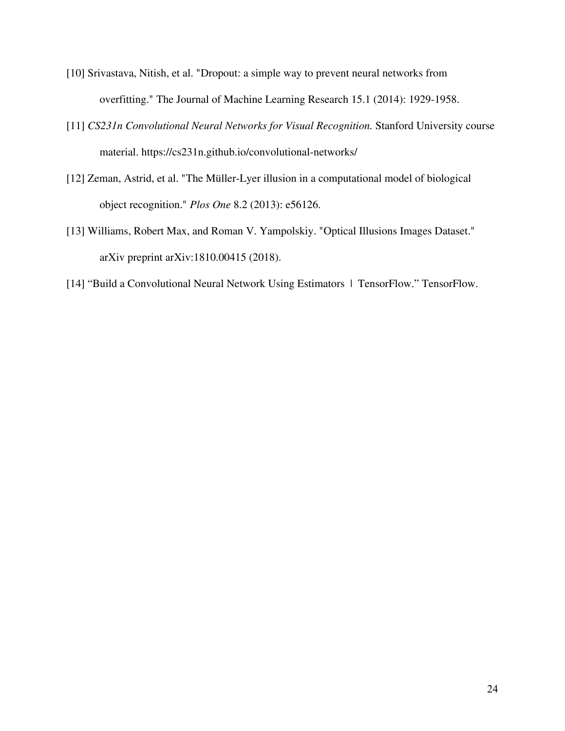[10] Srivastava, Nitish, et al. "Dropout: a simple way to prevent neural networks from overfitting." The Journal of Machine Learning Research 15.1 (2014): 1929-1958.

[11] *CS231n Convolutional Neural Networks for Visual Recognition.* Stanford University course material. https://cs231n.github.io/convolutional-networks/

[12] Zeman, Astrid, et al. "The Müller-Lyer illusion in a computational model of biological object recognition." *Plos One* 8.2 (2013): e56126.

[13] Williams, Robert Max, and Roman V. Yampolskiy. "Optical Illusions Images Dataset." arXiv preprint arXiv:1810.00415 (2018).

[14] "Build a Convolutional Neural Network Using Estimators | TensorFlow." TensorFlow.